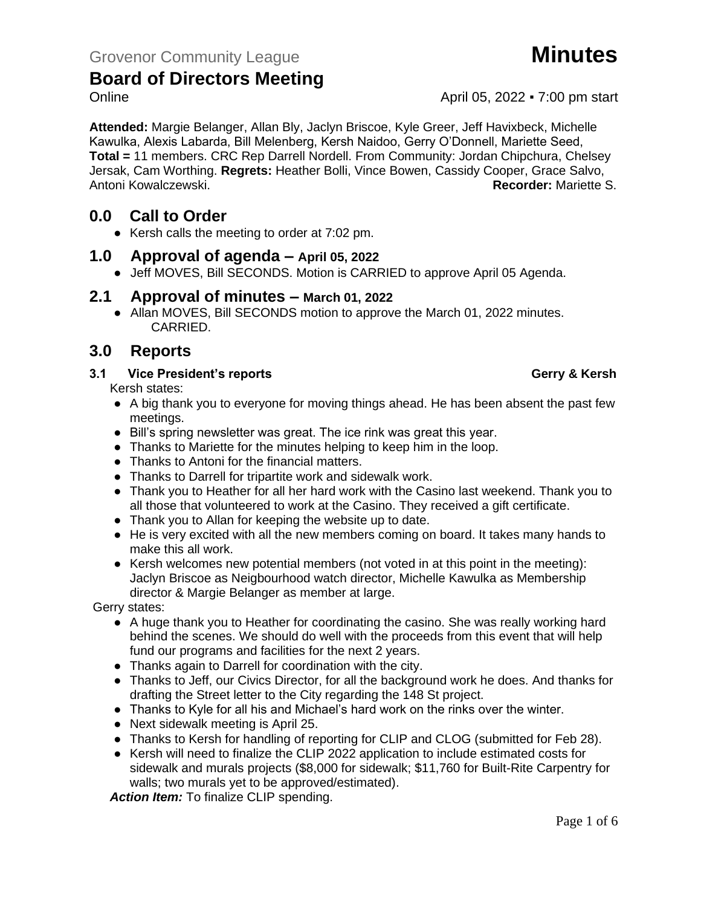Grovenor Community League **Minutes**

# Board of Directors Meeting

Online April 05, 2022 ▪ 7:00 pm start

**Attended:** Margie Belanger, Allan Bly, Jaclyn Briscoe, Kyle Greer, Jeff Havixbeck, Michelle Kawulka, Alexis Labarda, Bill Melenberg, Kersh Naidoo, Gerry O'Donnell, Mariette Seed, **Total =** 11 members. CRC Rep Darrell Nordell. From Community: Jordan Chipchura, Chelsey Jersak, Cam Worthing. **Regrets:** Heather Bolli, Vince Bowen, Cassidy Cooper, Grace Salvo, Antoni Kowalczewski. **Recorder:** Mariette S.

## 0.0 Call to Order

- Kersh calls the meeting to order at 7:02 pm.

## 1.0 Approval of agenda – April 05, 2022

- Jeff MOVES, Bill SECONDS. Motion is CARRIED to approve April 05 Agenda.

## 2.1 Approval of minutes – March 01, 2022

- Allan MOVES, Bill SECONDS motion to approve the March 01, 2022 minutes. CARRIED.

## 3.0 Reports

### 3.1 Vice President's reports — Gerry & Kersh

Kersh states:

- A big thank you to everyone for moving things ahead. He has been absent the past few meetings.
- Bill's spring newsletter was great. The ice rink was great this year.
- Thanks to Mariette for the minutes helping to keep him in the loop.
- Thanks to Antoni for the financial matters.
- Thanks to Darrell for tripartite work and sidewalk work.
- Thank you to Heather for all her hard work with the Casino last weekend. Thank you to all those that volunteered to work at the Casino. They received a gift certificate.
- Thank you to Allan for keeping the website up to date.
- He is very excited with all the new members coming on board. It takes many hands to make this all work.
- Kersh welcomes new potential members (not voted in at this point in the meeting): Jaclyn Briscoe as Neigbourhood watch director, Michelle Kawulka as Membership director & Margie Belanger as member at large.

Gerry states:

- A huge thank you to Heather for coordinating the casino. She was really working hard behind the scenes. We should do well with the proceeds from this event that will help fund our programs and facilities for the next 2 years.
- Thanks again to Darrell for coordination with the city.
- Thanks to Jeff, our Civics Director, for all the background work he does. And thanks for drafting the Street letter to the City regarding the 148 St project.
- Thanks to Kyle for all his and Michael's hard work on the rinks over the winter.
- Next sidewalk meeting is April 25.
- Thanks to Kersh for handling of reporting for CLIP and CLOG (submitted for Feb 28).
- Kersh will need to finalize the CLIP 2022 application to include estimated costs for sidewalk and murals projects ($8,000 for sidewalk; $11,760 for Built-Rite Carpentry for walls; two murals yet to be approved/estimated).

***Action Item:*** To finalize CLIP spending.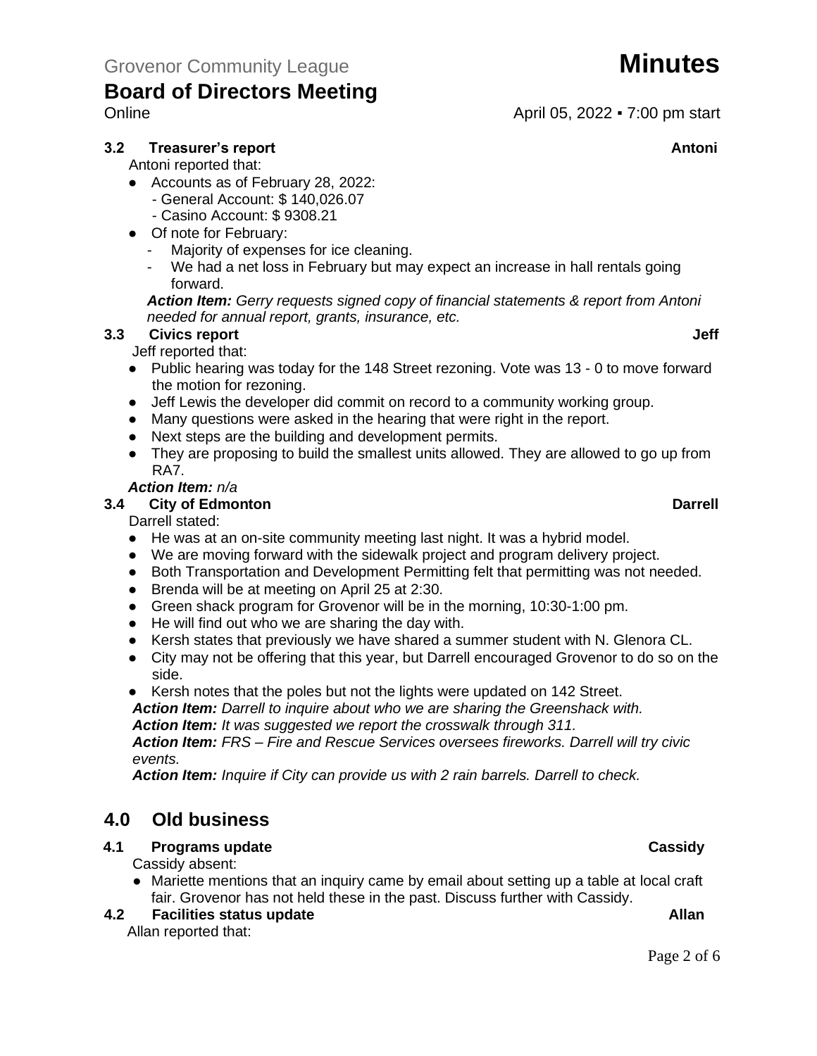Grovenor Community League **Minutes**

# Board of Directors Meeting

Online April 05, 2022 ▪ 7:00 pm start

### 3.2 Treasurer's report — Antoni

Antoni reported that:

- Accounts as of February 28, 2022:
  - General Account: $ 140,026.07
  - Casino Account: $ 9308.21
- Of note for February:
  - Majority of expenses for ice cleaning.
  - We had a net loss in February but may expect an increase in hall rentals going forward.

***Action Item:*** *Gerry requests signed copy of financial statements & report from Antoni needed for annual report, grants, insurance, etc.*

### 3.3 Civics report — Jeff

Jeff reported that:

- Public hearing was today for the 148 Street rezoning. Vote was 13 - 0 to move forward the motion for rezoning.
- Jeff Lewis the developer did commit on record to a community working group.
- Many questions were asked in the hearing that were right in the report.
- Next steps are the building and development permits.
- They are proposing to build the smallest units allowed. They are allowed to go up from RA7.

***Action Item:*** *n/a*

### 3.4 City of Edmonton — Darrell

Darrell stated:

- He was at an on-site community meeting last night. It was a hybrid model.
- We are moving forward with the sidewalk project and program delivery project.
- Both Transportation and Development Permitting felt that permitting was not needed.
- Brenda will be at meeting on April 25 at 2:30.
- Green shack program for Grovenor will be in the morning, 10:30-1:00 pm.
- He will find out who we are sharing the day with.
- Kersh states that previously we have shared a summer student with N. Glenora CL.
- City may not be offering that this year, but Darrell encouraged Grovenor to do so on the side.
- Kersh notes that the poles but not the lights were updated on 142 Street.

***Action Item:*** *Darrell to inquire about who we are sharing the Greenshack with.*
***Action Item:*** *It was suggested we report the crosswalk through 311.*
***Action Item:*** *FRS – Fire and Rescue Services oversees fireworks. Darrell will try civic events.*
***Action Item:*** *Inquire if City can provide us with 2 rain barrels. Darrell to check.*

## 4.0 Old business

### 4.1 Programs update — Cassidy

Cassidy absent:

- Mariette mentions that an inquiry came by email about setting up a table at local craft fair. Grovenor has not held these in the past. Discuss further with Cassidy.

### 4.2 Facilities status update — Allan

Allan reported that: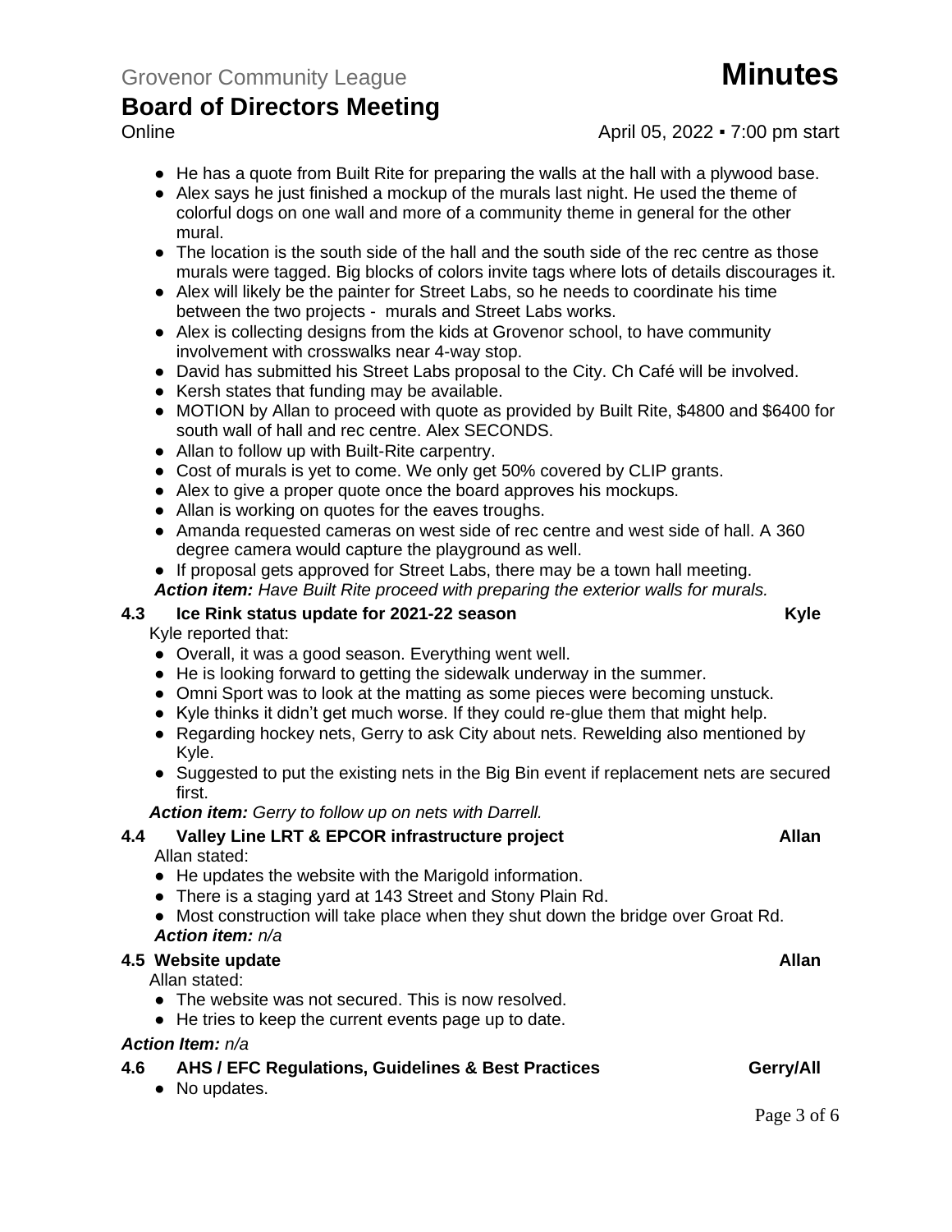- He has a quote from Built Rite for preparing the walls at the hall with a plywood base.
- Alex says he just finished a mockup of the murals last night. He used the theme of colorful dogs on one wall and more of a community theme in general for the other mural.
- The location is the south side of the hall and the south side of the rec centre as those murals were tagged. Big blocks of colors invite tags where lots of details discourages it.
- Alex will likely be the painter for Street Labs, so he needs to coordinate his time between the two projects - murals and Street Labs works.
- Alex is collecting designs from the kids at Grovenor school, to have community involvement with crosswalks near 4-way stop.
- David has submitted his Street Labs proposal to the City. Ch Café will be involved.
- Kersh states that funding may be available.
- MOTION by Allan to proceed with quote as provided by Built Rite, $4800 and $6400 for south wall of hall and rec centre. Alex SECONDS.
- Allan to follow up with Built-Rite carpentry.
- Cost of murals is yet to come. We only get 50% covered by CLIP grants.
- Alex to give a proper quote once the board approves his mockups.
- Allan is working on quotes for the eaves troughs.
- Amanda requested cameras on west side of rec centre and west side of hall. A 360 degree camera would capture the playground as well.
- If proposal gets approved for Street Labs, there may be a town hall meeting.

***Action item:*** *Have Built Rite proceed with preparing the exterior walls for murals.*

### 4.3 Ice Rink status update for 2021-22 season — Kyle

Kyle reported that:

- Overall, it was a good season. Everything went well.
- He is looking forward to getting the sidewalk underway in the summer.
- Omni Sport was to look at the matting as some pieces were becoming unstuck.
- Kyle thinks it didn't get much worse. If they could re-glue them that might help.
- Regarding hockey nets, Gerry to ask City about nets. Rewelding also mentioned by Kyle.
- Suggested to put the existing nets in the Big Bin event if replacement nets are secured first.

***Action item:*** *Gerry to follow up on nets with Darrell.*

### 4.4 Valley Line LRT & EPCOR infrastructure project — Allan

Allan stated:

- He updates the website with the Marigold information.
- There is a staging yard at 143 Street and Stony Plain Rd.
- Most construction will take place when they shut down the bridge over Groat Rd.

***Action item:*** *n/a*

### 4.5 Website update — Allan

Allan stated:

- The website was not secured. This is now resolved.
- He tries to keep the current events page up to date.

***Action Item:*** *n/a*

### 4.6 AHS / EFC Regulations, Guidelines & Best Practices — Gerry/All

- No updates.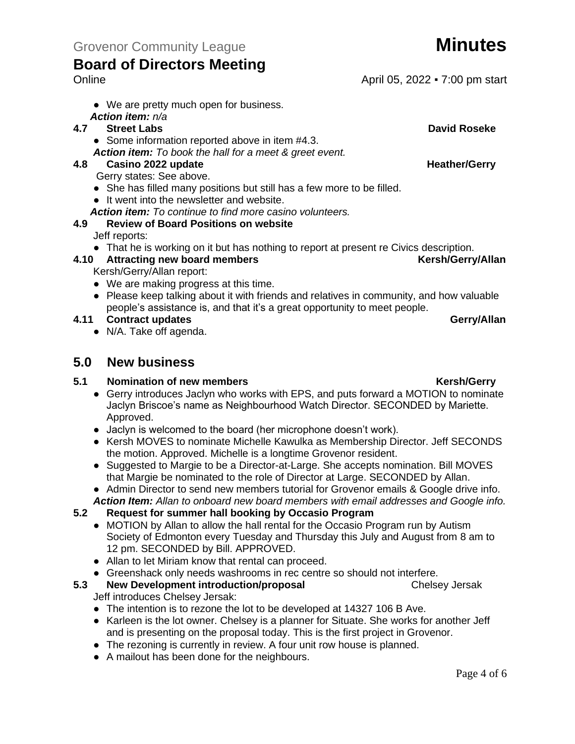- We are pretty much open for business.

***Action item:*** *n/a*

### 4.7 Street Labs — David Roseke

- Some information reported above in item #4.3.

***Action item:*** *To book the hall for a meet & greet event.*

### 4.8 Casino 2022 update — Heather/Gerry

Gerry states: See above.

- She has filled many positions but still has a few more to be filled.
- It went into the newsletter and website.

***Action item:*** *To continue to find more casino volunteers.*

### 4.9 Review of Board Positions on website

Jeff reports:

- That he is working on it but has nothing to report at present re Civics description.

### 4.10 Attracting new board members — Kersh/Gerry/Allan

Kersh/Gerry/Allan report:

- We are making progress at this time.
- Please keep talking about it with friends and relatives in community, and how valuable people's assistance is, and that it's a great opportunity to meet people.

### 4.11 Contract updates — Gerry/Allan

- N/A. Take off agenda.

## 5.0 New business

### 5.1 Nomination of new members — Kersh/Gerry

- Gerry introduces Jaclyn who works with EPS, and puts forward a MOTION to nominate Jaclyn Briscoe's name as Neighbourhood Watch Director. SECONDED by Mariette. Approved.
- Jaclyn is welcomed to the board (her microphone doesn't work).
- Kersh MOVES to nominate Michelle Kawulka as Membership Director. Jeff SECONDS the motion. Approved. Michelle is a longtime Grovenor resident.
- Suggested to Margie to be a Director-at-Large. She accepts nomination. Bill MOVES that Margie be nominated to the role of Director at Large. SECONDED by Allan.
- Admin Director to send new members tutorial for Grovenor emails & Google drive info.

***Action Item:*** *Allan to onboard new board members with email addresses and Google info.*

### 5.2 Request for summer hall booking by Occasio Program

- MOTION by Allan to allow the hall rental for the Occasio Program run by Autism Society of Edmonton every Tuesday and Thursday this July and August from 8 am to 12 pm. SECONDED by Bill. APPROVED.
- Allan to let Miriam know that rental can proceed.
- Greenshack only needs washrooms in rec centre so should not interfere.

### 5.3 New Development introduction/proposal — Chelsey Jersak

Jeff introduces Chelsey Jersak:

- The intention is to rezone the lot to be developed at 14327 106 B Ave.
- Karleen is the lot owner. Chelsey is a planner for Situate. She works for another Jeff and is presenting on the proposal today. This is the first project in Grovenor.
- The rezoning is currently in review. A four unit row house is planned.
- A mailout has been done for the neighbours.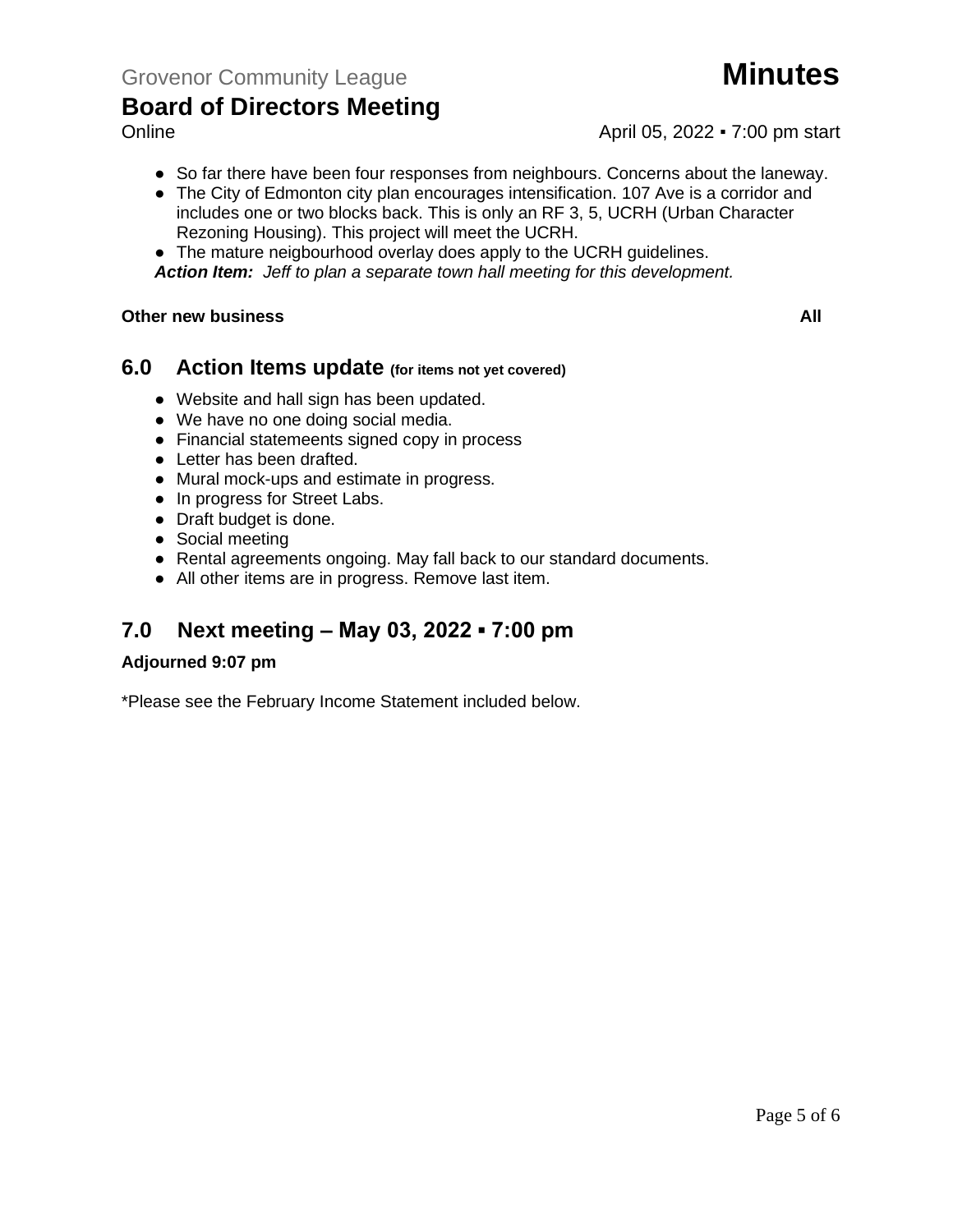- So far there have been four responses from neighbours. Concerns about the laneway.
- The City of Edmonton city plan encourages intensification. 107 Ave is a corridor and includes one or two blocks back. This is only an RF 3, 5, UCRH (Urban Character Rezoning Housing). This project will meet the UCRH.
- The mature neigbourhood overlay does apply to the UCRH guidelines.

***Action Item:*** *Jeff to plan a separate town hall meeting for this development.*

**Other new business** **All**

## 6.0 Action Items update (for items not yet covered)

- Website and hall sign has been updated.
- We have no one doing social media.
- Financial statemeents signed copy in process
- Letter has been drafted.
- Mural mock-ups and estimate in progress.
- In progress for Street Labs.
- Draft budget is done.
- Social meeting
- Rental agreements ongoing. May fall back to our standard documents.
- All other items are in progress. Remove last item.

## 7.0 Next meeting – May 03, 2022 ▪ 7:00 pm

**Adjourned 9:07 pm**

*Please see the February Income Statement included below.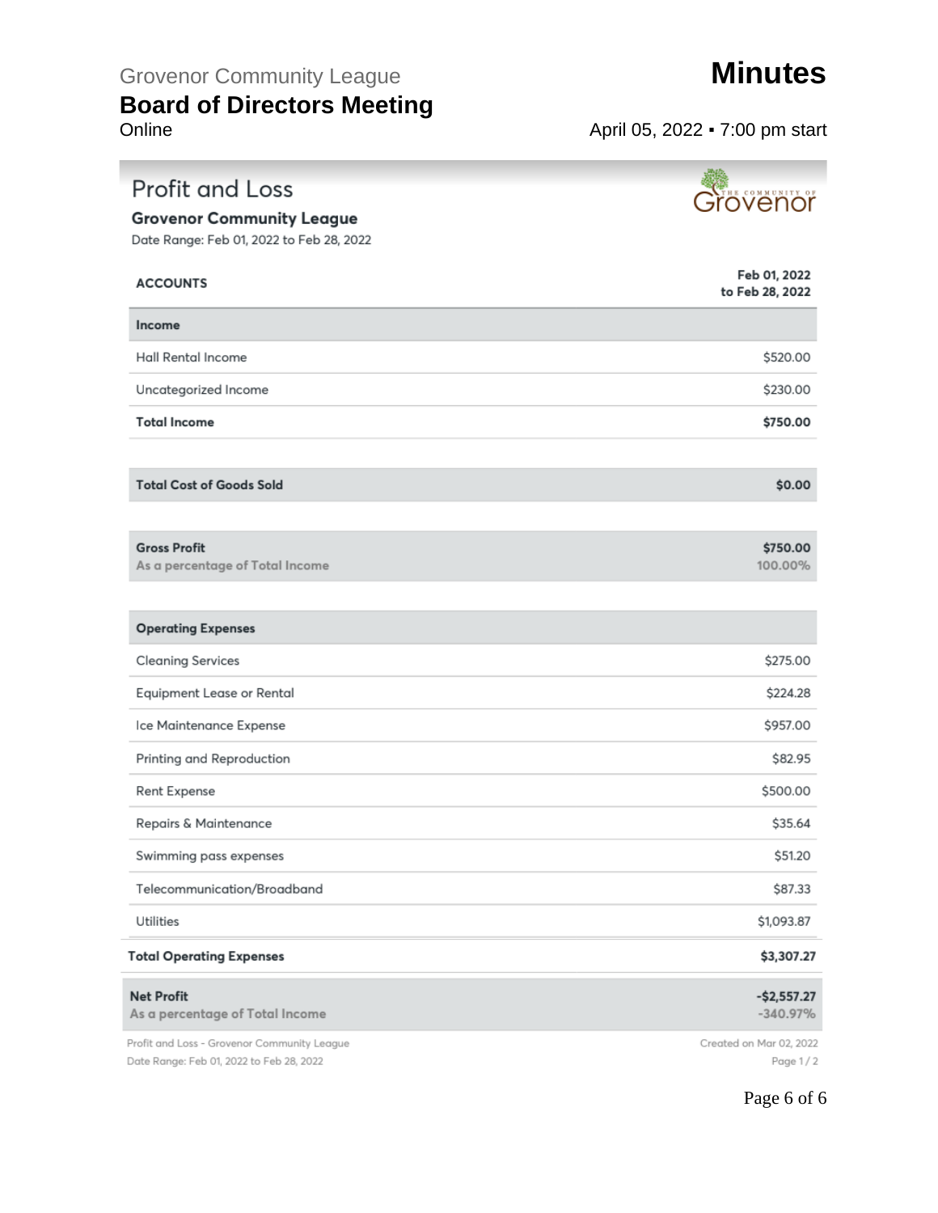## Profit and Loss

**Grovenor Community League**

Date Range: Feb 01, 2022 to Feb 28, 2022

| ACCOUNTS | Feb 01, 2022 to Feb 28, 2022 |
|---|---|
| **Income** | |
| Hall Rental Income | $520.00 |
| Uncategorized Income | $230.00 |
| **Total Income** | **$750.00** |
| **Total Cost of Goods Sold** | **$0.00** |
| **Gross Profit** | **$750.00** |
| As a percentage of Total Income | 100.00% |
| **Operating Expenses** | |
| Cleaning Services | $275.00 |
| Equipment Lease or Rental | $224.28 |
| Ice Maintenance Expense | $957.00 |
| Printing and Reproduction | $82.95 |
| Rent Expense | $500.00 |
| Repairs & Maintenance | $35.64 |
| Swimming pass expenses | $51.20 |
| Telecommunication/Broadband | $87.33 |
| Utilities | $1,093.87 |
| **Total Operating Expenses** | **$3,307.27** |
| **Net Profit** | **-$2,557.27** |
| As a percentage of Total Income | -340.97% |

Profit and Loss - Grovenor Community League
Date Range: Feb 01, 2022 to Feb 28, 2022

Created on Mar 02, 2022
Page 1 / 2